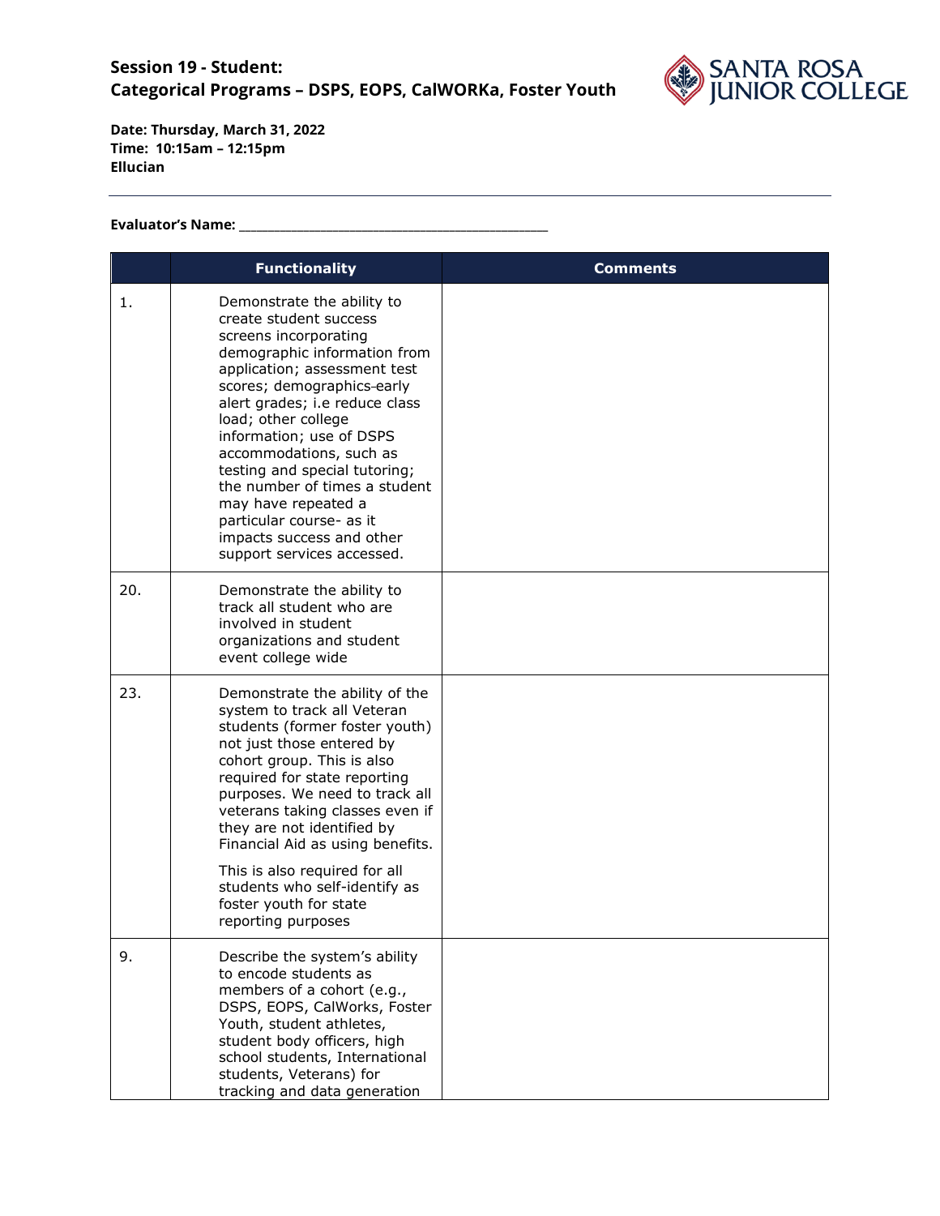## Session 19 - Student:
## Categorical Programs – DSPS, EOPS, CalWORKa, Foster Youth

SANTA ROSA JUNIOR COLLEGE

**Date: Thursday, March 31, 2022**
**Time: 10:15am – 12:15pm**
**Ellucian**

---

**Evaluator's Name:** ___________________________________________

| | Functionality | Comments |
|---|---|---|
| 1. | Demonstrate the ability to create student success screens incorporating demographic information from application; assessment test scores; demographics-early alert grades; i.e reduce class load; other college information; use of DSPS accommodations, such as testing and special tutoring; the number of times a student may have repeated a particular course- as it impacts success and other support services accessed. | |
| 20. | Demonstrate the ability to track all student who are involved in student organizations and student event college wide | |
| 23. | Demonstrate the ability of the system to track all Veteran students (former foster youth) not just those entered by cohort group. This is also required for state reporting purposes. We need to track all veterans taking classes even if they are not identified by Financial Aid as using benefits.<br><br>This is also required for all students who self-identify as foster youth for state reporting purposes | |
| 9. | Describe the system's ability to encode students as members of a cohort (e.g., DSPS, EOPS, CalWorks, Foster Youth, student athletes, student body officers, high school students, International students, Veterans) for tracking and data generation | |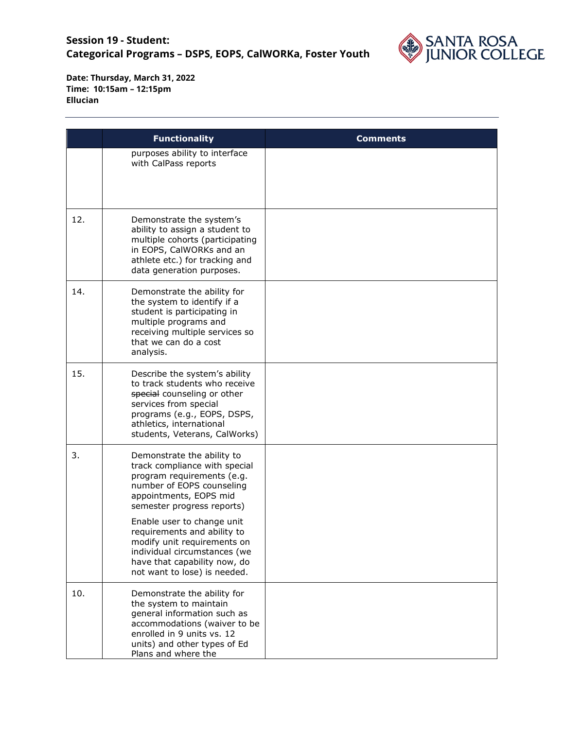## Session 19 - Student: Categorical Programs – DSPS, EOPS, CalWORKa, Foster Youth

**Date: Thursday, March 31, 2022**
**Time: 10:15am – 12:15pm**
**Ellucian**

| | Functionality | Comments |
|---|---|---|
| | purposes ability to interface with CalPass reports | |
| 12. | Demonstrate the system's ability to assign a student to multiple cohorts (participating in EOPS, CalWORKs and an athlete etc.) for tracking and data generation purposes. | |
| 14. | Demonstrate the ability for the system to identify if a student is participating in multiple programs and receiving multiple services so that we can do a cost analysis. | |
| 15. | Describe the system's ability to track students who receive ~~special~~ counseling or other services from special programs (e.g., EOPS, DSPS, athletics, international students, Veterans, CalWorks) | |
| 3. | Demonstrate the ability to track compliance with special program requirements (e.g. number of EOPS counseling appointments, EOPS mid semester progress reports)<br><br>Enable user to change unit requirements and ability to modify unit requirements on individual circumstances (we have that capability now, do not want to lose) is needed. | |
| 10. | Demonstrate the ability for the system to maintain general information such as accommodations (waiver to be enrolled in 9 units vs. 12 units) and other types of Ed Plans and where the | |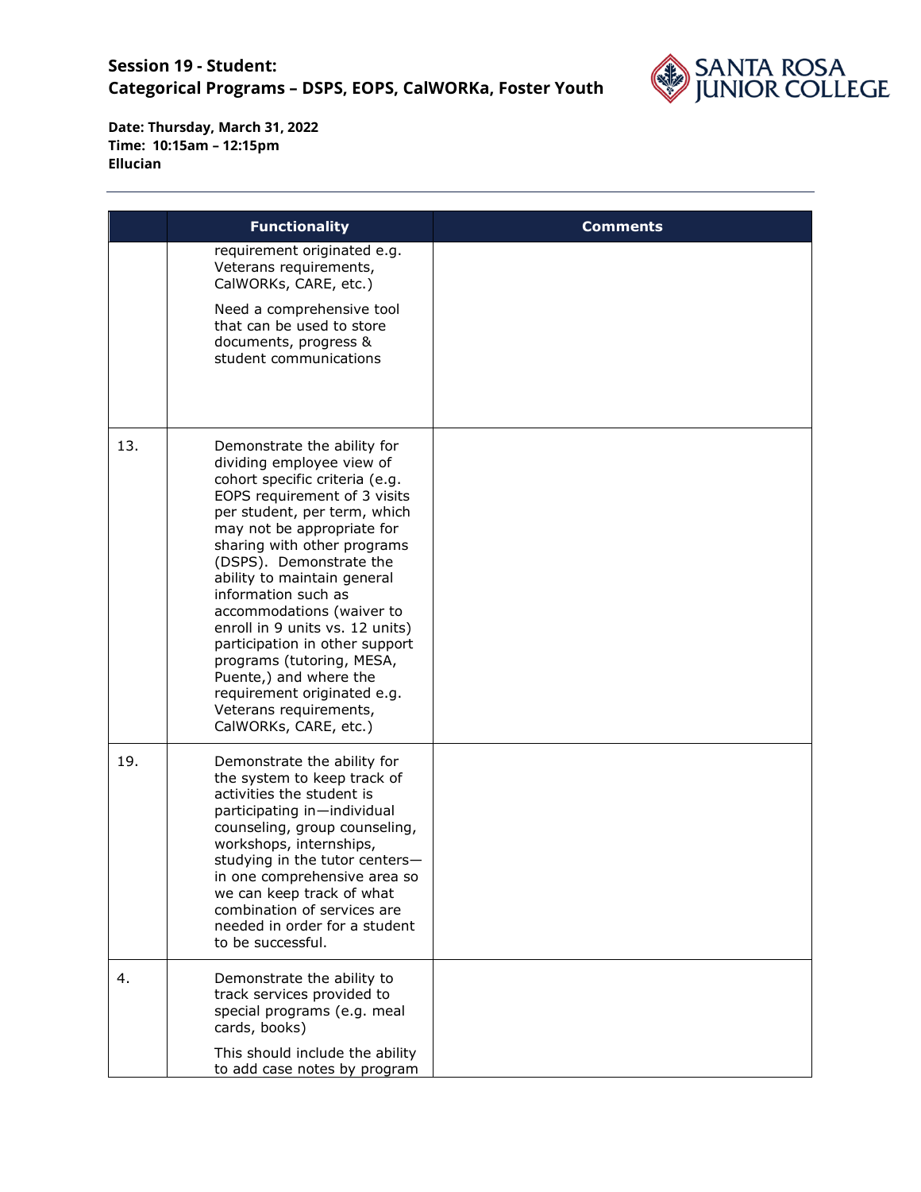## Session 19 - Student: Categorical Programs – DSPS, EOPS, CalWORKa, Foster Youth

**Date: Thursday, March 31, 2022**
**Time: 10:15am – 12:15pm**
**Ellucian**

| | Functionality | Comments |
|---|---|---|
| | requirement originated e.g. Veterans requirements, CalWORKs, CARE, etc.)<br><br>Need a comprehensive tool that can be used to store documents, progress & student communications | |
| 13. | Demonstrate the ability for dividing employee view of cohort specific criteria (e.g. EOPS requirement of 3 visits per student, per term, which may not be appropriate for sharing with other programs (DSPS). Demonstrate the ability to maintain general information such as accommodations (waiver to enroll in 9 units vs. 12 units) participation in other support programs (tutoring, MESA, Puente,) and where the requirement originated e.g. Veterans requirements, CalWORKs, CARE, etc.) | |
| 19. | Demonstrate the ability for the system to keep track of activities the student is participating in—individual counseling, group counseling, workshops, internships, studying in the tutor centers—in one comprehensive area so we can keep track of what combination of services are needed in order for a student to be successful. | |
| 4. | Demonstrate the ability to track services provided to special programs (e.g. meal cards, books)<br><br>This should include the ability to add case notes by program | |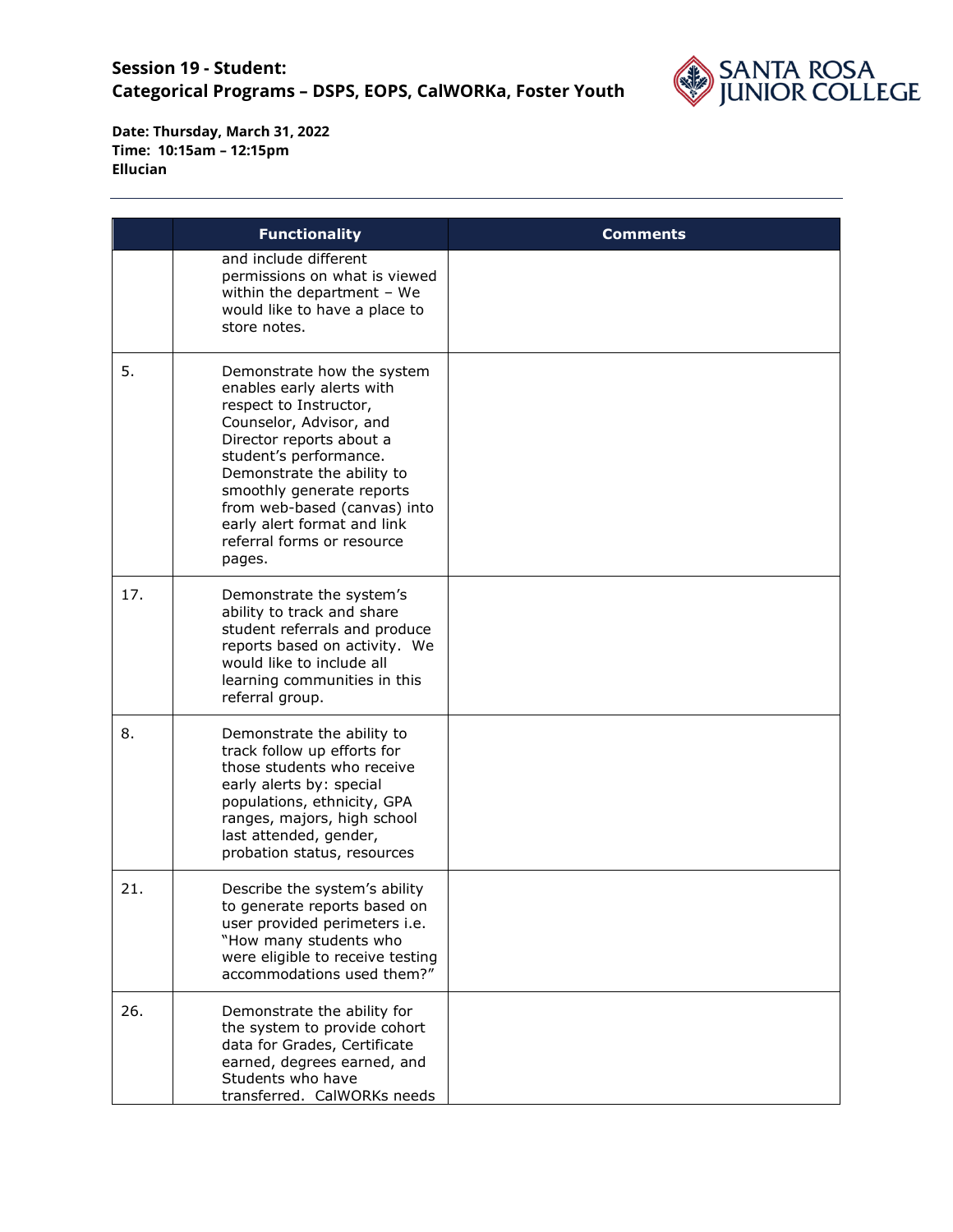## Session 19 - Student:
## Categorical Programs – DSPS, EOPS, CalWORKa, Foster Youth

**Date: Thursday, March 31, 2022**
**Time: 10:15am – 12:15pm**
**Ellucian**

---

| | Functionality | Comments |
|---|---|---|
| | and include different permissions on what is viewed within the department – We would like to have a place to store notes. | |
| 5. | Demonstrate how the system enables early alerts with respect to Instructor, Counselor, Advisor, and Director reports about a student's performance. Demonstrate the ability to smoothly generate reports from web-based (canvas) into early alert format and link referral forms or resource pages. | |
| 17. | Demonstrate the system's ability to track and share student referrals and produce reports based on activity. We would like to include all learning communities in this referral group. | |
| 8. | Demonstrate the ability to track follow up efforts for those students who receive early alerts by: special populations, ethnicity, GPA ranges, majors, high school last attended, gender, probation status, resources | |
| 21. | Describe the system's ability to generate reports based on user provided perimeters i.e. "How many students who were eligible to receive testing accommodations used them?" | |
| 26. | Demonstrate the ability for the system to provide cohort data for Grades, Certificate earned, degrees earned, and Students who have transferred. CalWORKs needs | |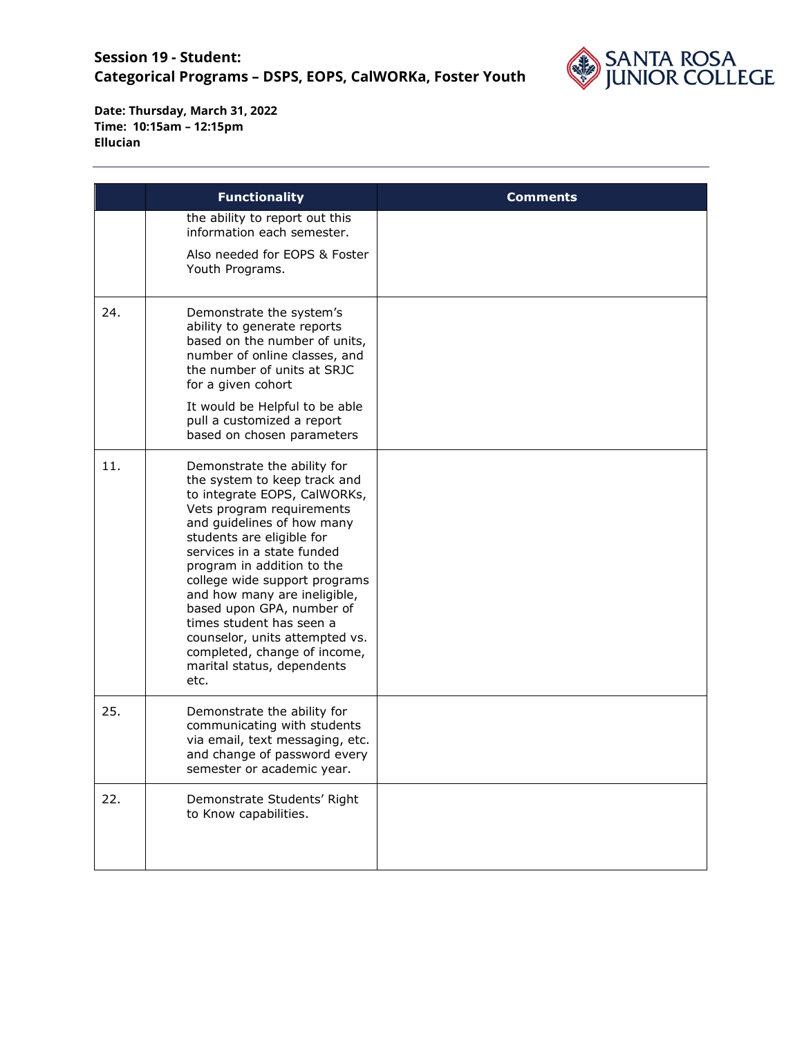## Session 19 - Student:
## Categorical Programs – DSPS, EOPS, CalWORKa, Foster Youth

**Date: Thursday, March 31, 2022**
**Time: 10:15am – 12:15pm**
**Ellucian**

| | Functionality | Comments |
|---|---|---|
| | the ability to report out this information each semester.<br><br>Also needed for EOPS & Foster Youth Programs. | |
| 24. | Demonstrate the system's ability to generate reports based on the number of units, number of online classes, and the number of units at SRJC for a given cohort<br><br>It would be Helpful to be able pull a customized a report based on chosen parameters | |
| 11. | Demonstrate the ability for the system to keep track and to integrate EOPS, CalWORKs, Vets program requirements and guidelines of how many students are eligible for services in a state funded program in addition to the college wide support programs and how many are ineligible, based upon GPA, number of times student has seen a counselor, units attempted vs. completed, change of income, marital status, dependents etc. | |
| 25. | Demonstrate the ability for communicating with students via email, text messaging, etc. and change of password every semester or academic year. | |
| 22. | Demonstrate Students' Right to Know capabilities. | |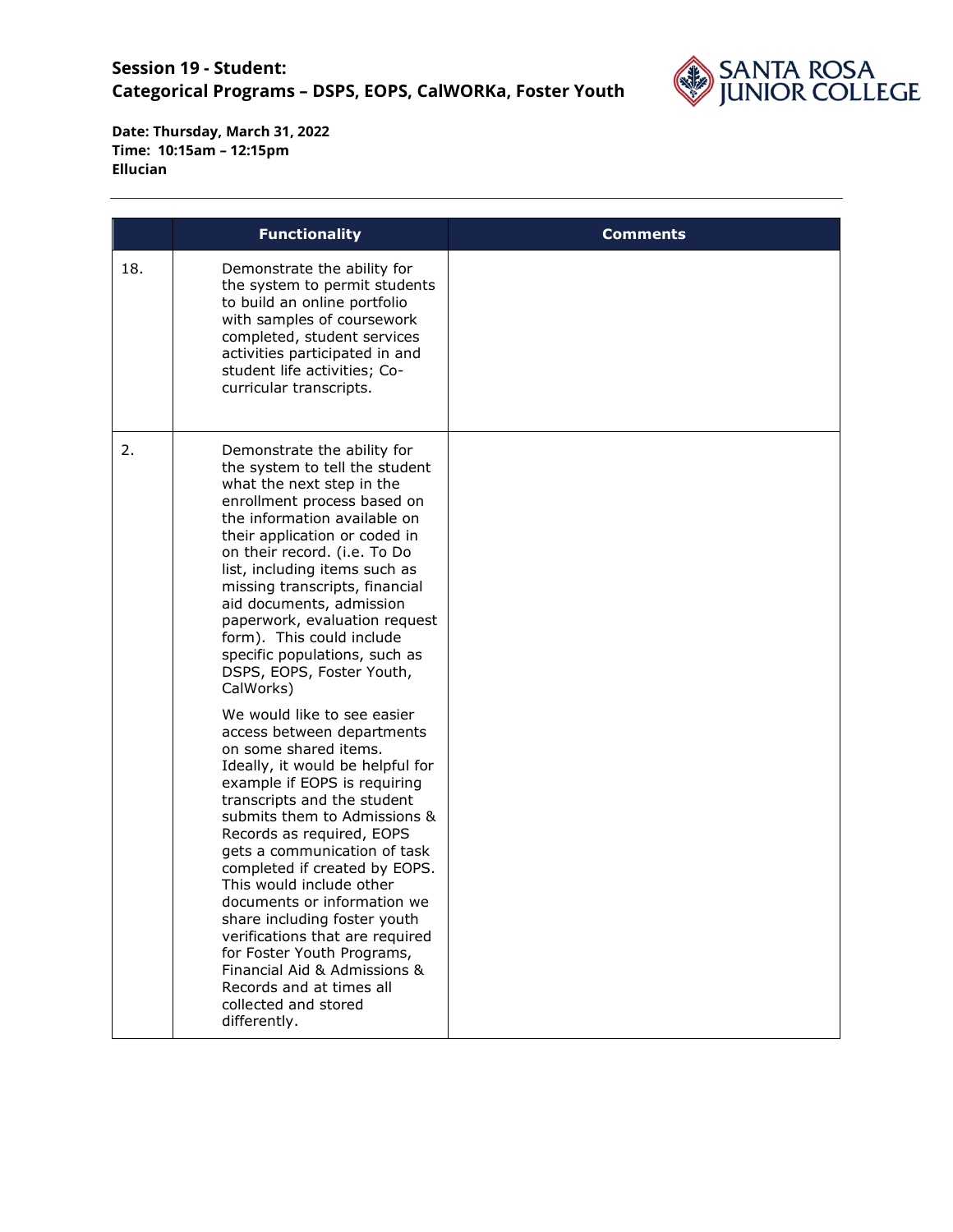## Session 19 - Student: Categorical Programs – DSPS, EOPS, CalWORKa, Foster Youth

**Date: Thursday, March 31, 2022**
**Time: 10:15am – 12:15pm**
**Ellucian**

| | Functionality | Comments |
|---|---|---|
| 18. | Demonstrate the ability for the system to permit students to build an online portfolio with samples of coursework completed, student services activities participated in and student life activities; Co-curricular transcripts. | |
| 2. | Demonstrate the ability for the system to tell the student what the next step in the enrollment process based on the information available on their application or coded in on their record. (i.e. To Do list, including items such as missing transcripts, financial aid documents, admission paperwork, evaluation request form). This could include specific populations, such as DSPS, EOPS, Foster Youth, CalWorks)<br><br>We would like to see easier access between departments on some shared items. Ideally, it would be helpful for example if EOPS is requiring transcripts and the student submits them to Admissions & Records as required, EOPS gets a communication of task completed if created by EOPS. This would include other documents or information we share including foster youth verifications that are required for Foster Youth Programs, Financial Aid & Admissions & Records and at times all collected and stored differently. | |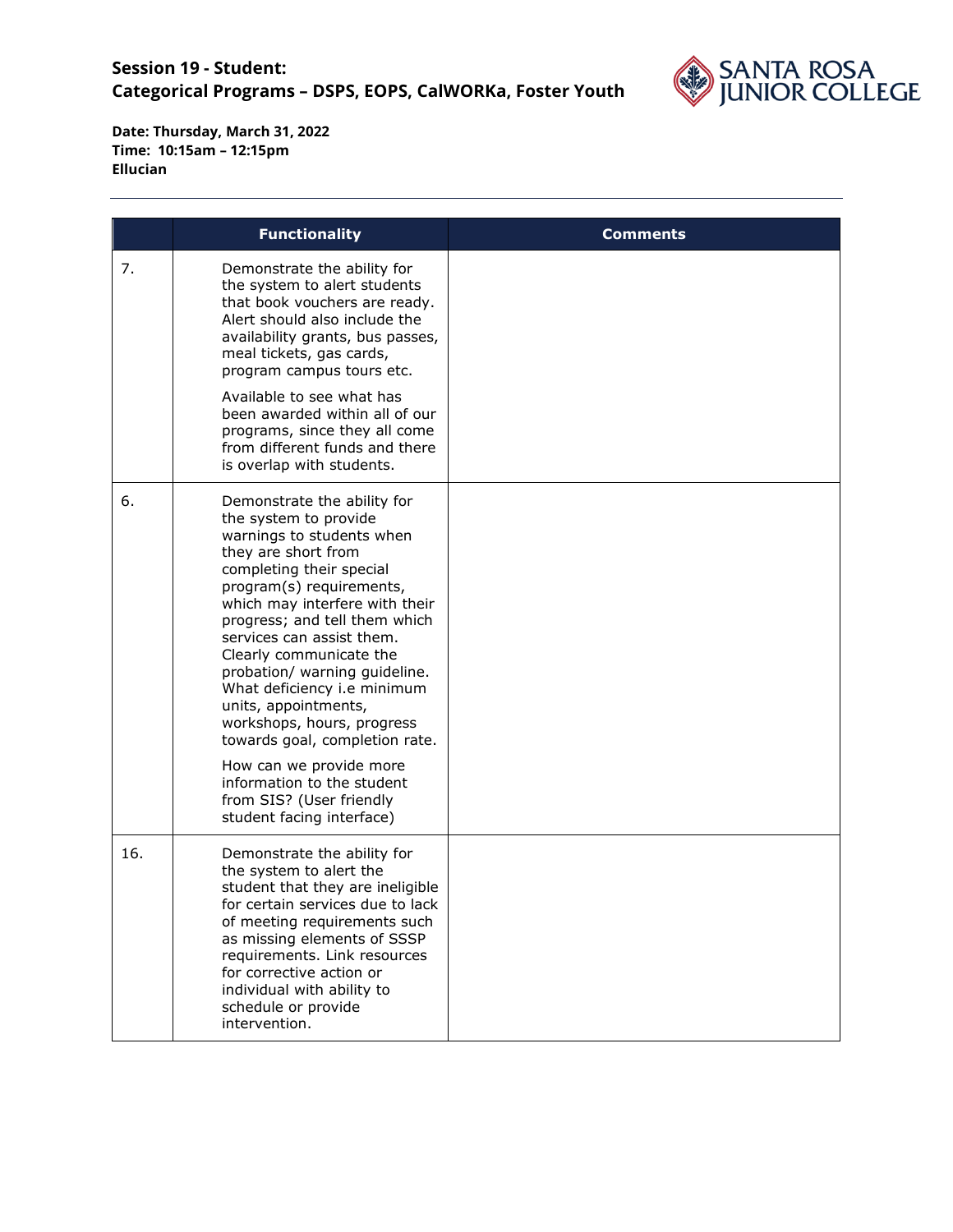## Session 19 - Student: Categorical Programs – DSPS, EOPS, CalWORKa, Foster Youth

**Date: Thursday, March 31, 2022**
**Time: 10:15am – 12:15pm**
**Ellucian**

---

| | Functionality | Comments |
|---|---|---|
| 7. | Demonstrate the ability for the system to alert students that book vouchers are ready. Alert should also include the availability grants, bus passes, meal tickets, gas cards, program campus tours etc.<br><br>Available to see what has been awarded within all of our programs, since they all come from different funds and there is overlap with students. | |
| 6. | Demonstrate the ability for the system to provide warnings to students when they are short from completing their special program(s) requirements, which may interfere with their progress; and tell them which services can assist them. Clearly communicate the probation/ warning guideline. What deficiency i.e minimum units, appointments, workshops, hours, progress towards goal, completion rate.<br><br>How can we provide more information to the student from SIS? (User friendly student facing interface) | |
| 16. | Demonstrate the ability for the system to alert the student that they are ineligible for certain services due to lack of meeting requirements such as missing elements of SSSP requirements. Link resources for corrective action or individual with ability to schedule or provide intervention. | |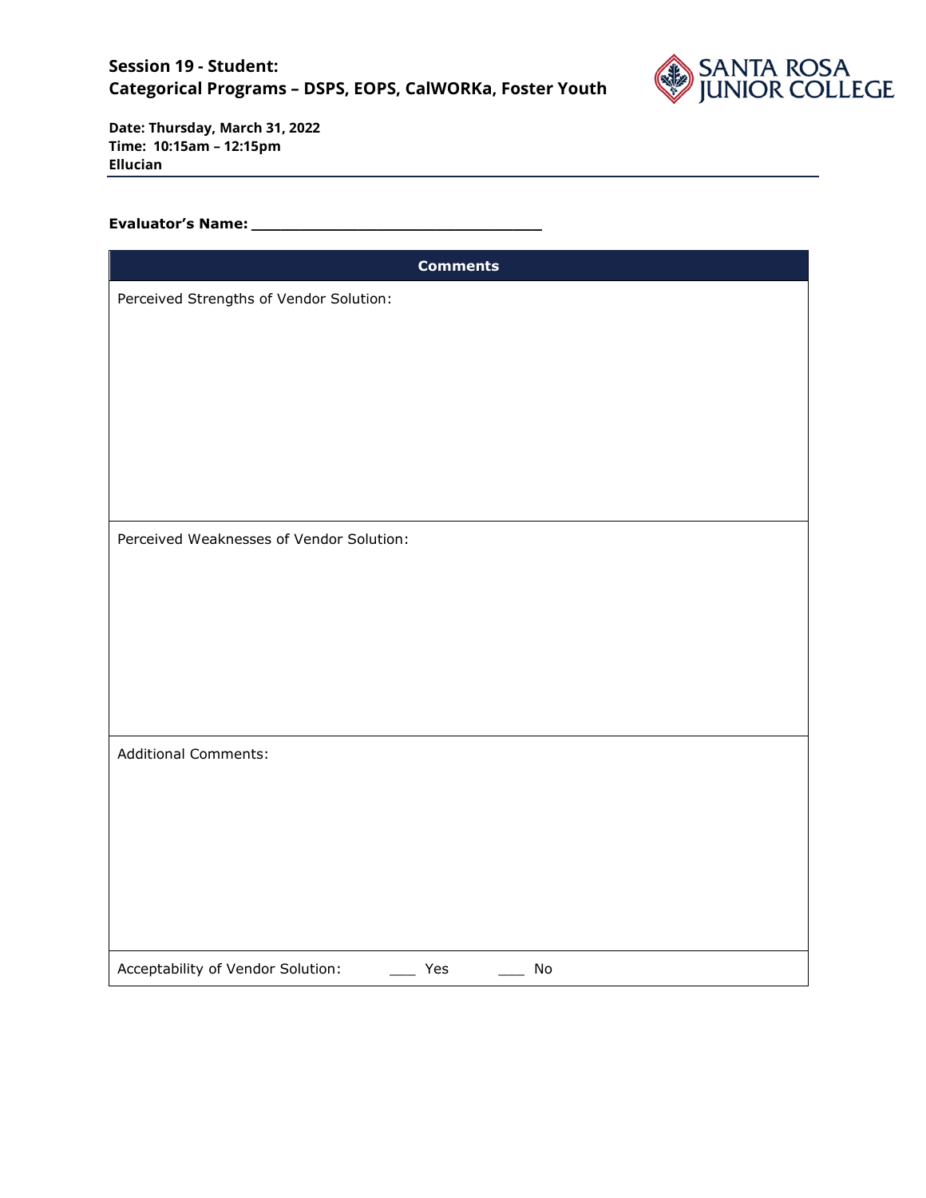**Session 19 - Student:**
**Categorical Programs – DSPS, EOPS, CalWORKa, Foster Youth**

SANTA ROSA JUNIOR COLLEGE

**Date: Thursday, March 31, 2022**
**Time: 10:15am – 12:15pm**
**Ellucian**

---

**Evaluator's Name:** ________________________________

| Comments |
| --- |
| Perceived Strengths of Vendor Solution: |
| Perceived Weaknesses of Vendor Solution: |
| Additional Comments: |
| Acceptability of Vendor Solution: ___ Yes ___ No |